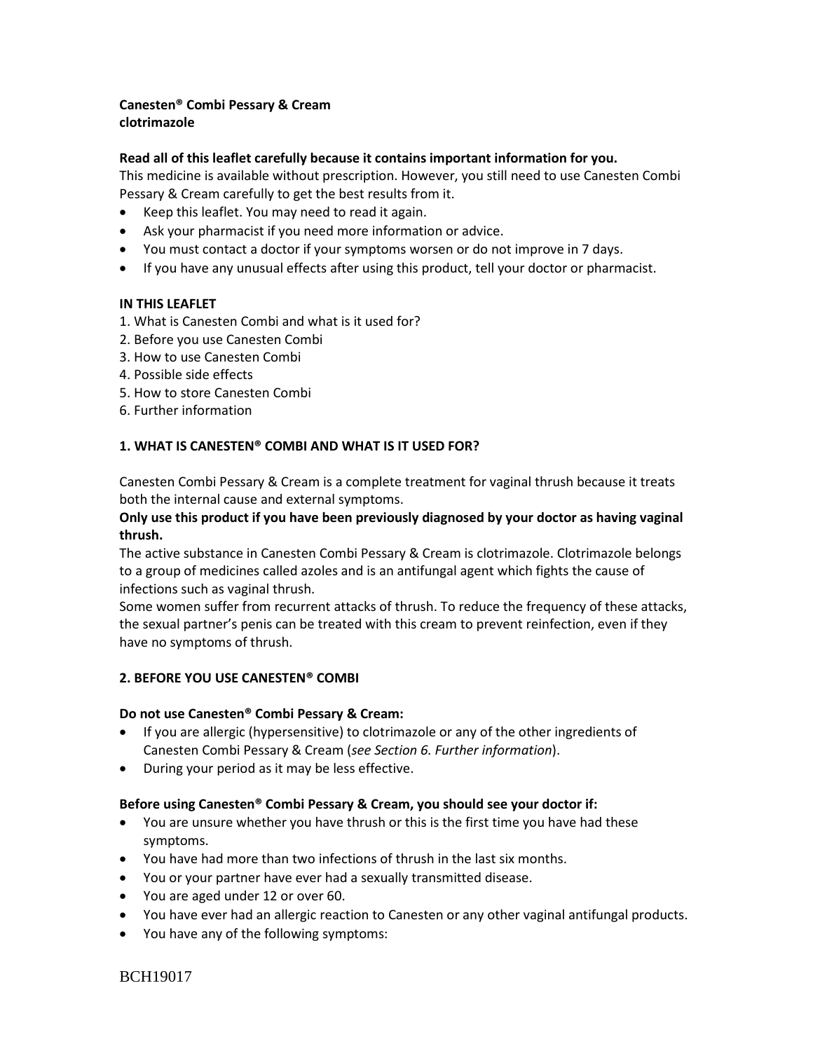**Canesten® Combi Pessary & Cream**
**clotrimazole**

**Read all of this leaflet carefully because it contains important information for you.**
This medicine is available without prescription. However, you still need to use Canesten Combi Pessary & Cream carefully to get the best results from it.

- Keep this leaflet. You may need to read it again.
- Ask your pharmacist if you need more information or advice.
- You must contact a doctor if your symptoms worsen or do not improve in 7 days.
- If you have any unusual effects after using this product, tell your doctor or pharmacist.

**IN THIS LEAFLET**

1. What is Canesten Combi and what is it used for?
2. Before you use Canesten Combi
3. How to use Canesten Combi
4. Possible side effects
5. How to store Canesten Combi
6. Further information

## 1. WHAT IS CANESTEN® COMBI AND WHAT IS IT USED FOR?

Canesten Combi Pessary & Cream is a complete treatment for vaginal thrush because it treats both the internal cause and external symptoms.

**Only use this product if you have been previously diagnosed by your doctor as having vaginal thrush.**

The active substance in Canesten Combi Pessary & Cream is clotrimazole. Clotrimazole belongs to a group of medicines called azoles and is an antifungal agent which fights the cause of infections such as vaginal thrush.

Some women suffer from recurrent attacks of thrush. To reduce the frequency of these attacks, the sexual partner's penis can be treated with this cream to prevent reinfection, even if they have no symptoms of thrush.

## 2. BEFORE YOU USE CANESTEN® COMBI

**Do not use Canesten® Combi Pessary & Cream:**

- If you are allergic (hypersensitive) to clotrimazole or any of the other ingredients of Canesten Combi Pessary & Cream (*see Section 6. Further information*).
- During your period as it may be less effective.

**Before using Canesten® Combi Pessary & Cream, you should see your doctor if:**

- You are unsure whether you have thrush or this is the first time you have had these symptoms.
- You have had more than two infections of thrush in the last six months.
- You or your partner have ever had a sexually transmitted disease.
- You are aged under 12 or over 60.
- You have ever had an allergic reaction to Canesten or any other vaginal antifungal products.
- You have any of the following symptoms:

BCH19017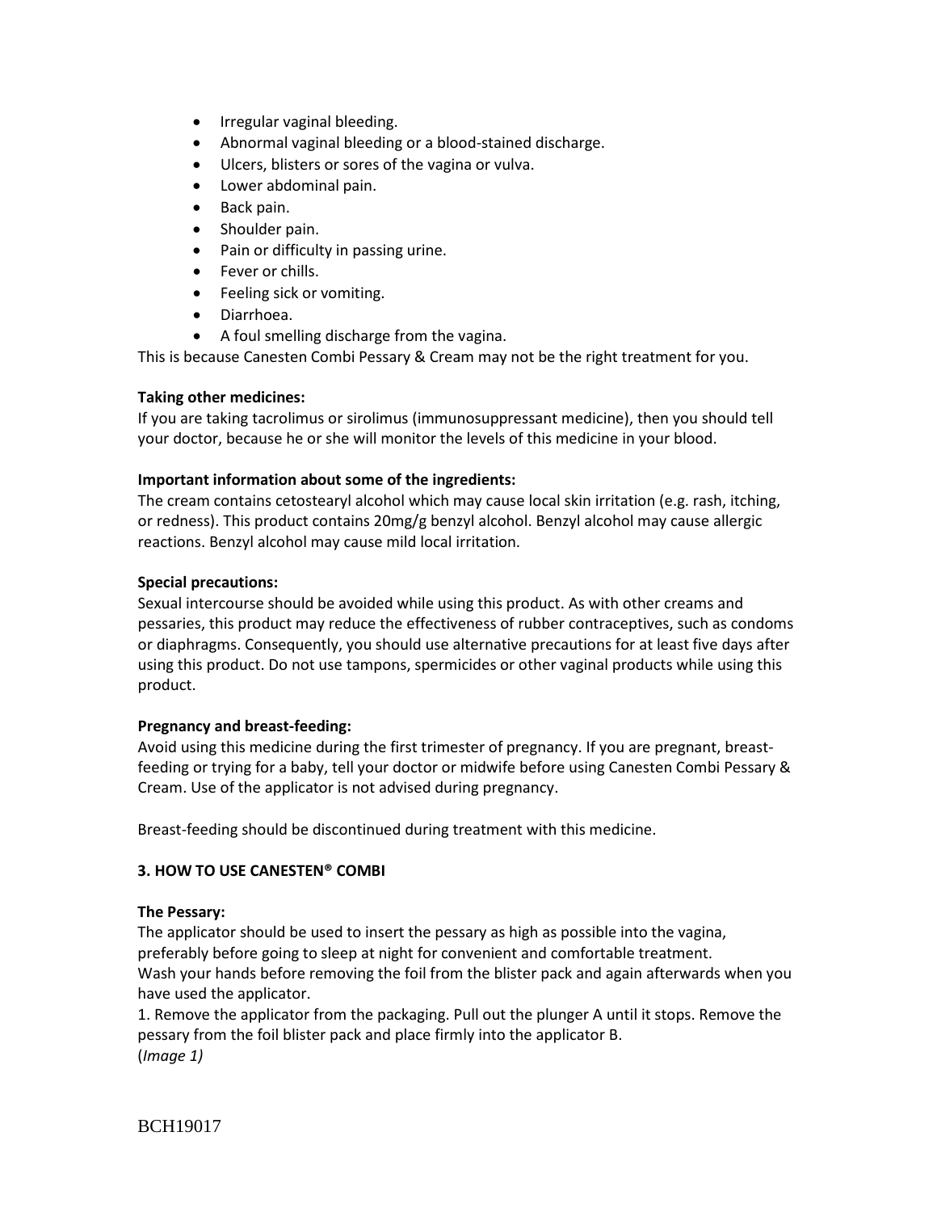- Irregular vaginal bleeding.
- Abnormal vaginal bleeding or a blood-stained discharge.
- Ulcers, blisters or sores of the vagina or vulva.
- Lower abdominal pain.
- Back pain.
- Shoulder pain.
- Pain or difficulty in passing urine.
- Fever or chills.
- Feeling sick or vomiting.
- Diarrhoea.
- A foul smelling discharge from the vagina.

This is because Canesten Combi Pessary & Cream may not be the right treatment for you.

**Taking other medicines:**

If you are taking tacrolimus or sirolimus (immunosuppressant medicine), then you should tell your doctor, because he or she will monitor the levels of this medicine in your blood.

**Important information about some of the ingredients:**

The cream contains cetostearyl alcohol which may cause local skin irritation (e.g. rash, itching, or redness). This product contains 20mg/g benzyl alcohol. Benzyl alcohol may cause allergic reactions. Benzyl alcohol may cause mild local irritation.

**Special precautions:**

Sexual intercourse should be avoided while using this product. As with other creams and pessaries, this product may reduce the effectiveness of rubber contraceptives, such as condoms or diaphragms. Consequently, you should use alternative precautions for at least five days after using this product. Do not use tampons, spermicides or other vaginal products while using this product.

**Pregnancy and breast-feeding:**

Avoid using this medicine during the first trimester of pregnancy. If you are pregnant, breast-feeding or trying for a baby, tell your doctor or midwife before using Canesten Combi Pessary & Cream. Use of the applicator is not advised during pregnancy.

Breast-feeding should be discontinued during treatment with this medicine.

## 3. HOW TO USE CANESTEN® COMBI

**The Pessary:**

The applicator should be used to insert the pessary as high as possible into the vagina, preferably before going to sleep at night for convenient and comfortable treatment.
Wash your hands before removing the foil from the blister pack and again afterwards when you have used the applicator.

1. Remove the applicator from the packaging. Pull out the plunger A until it stops. Remove the pessary from the foil blister pack and place firmly into the applicator B.
(*Image 1)*

BCH19017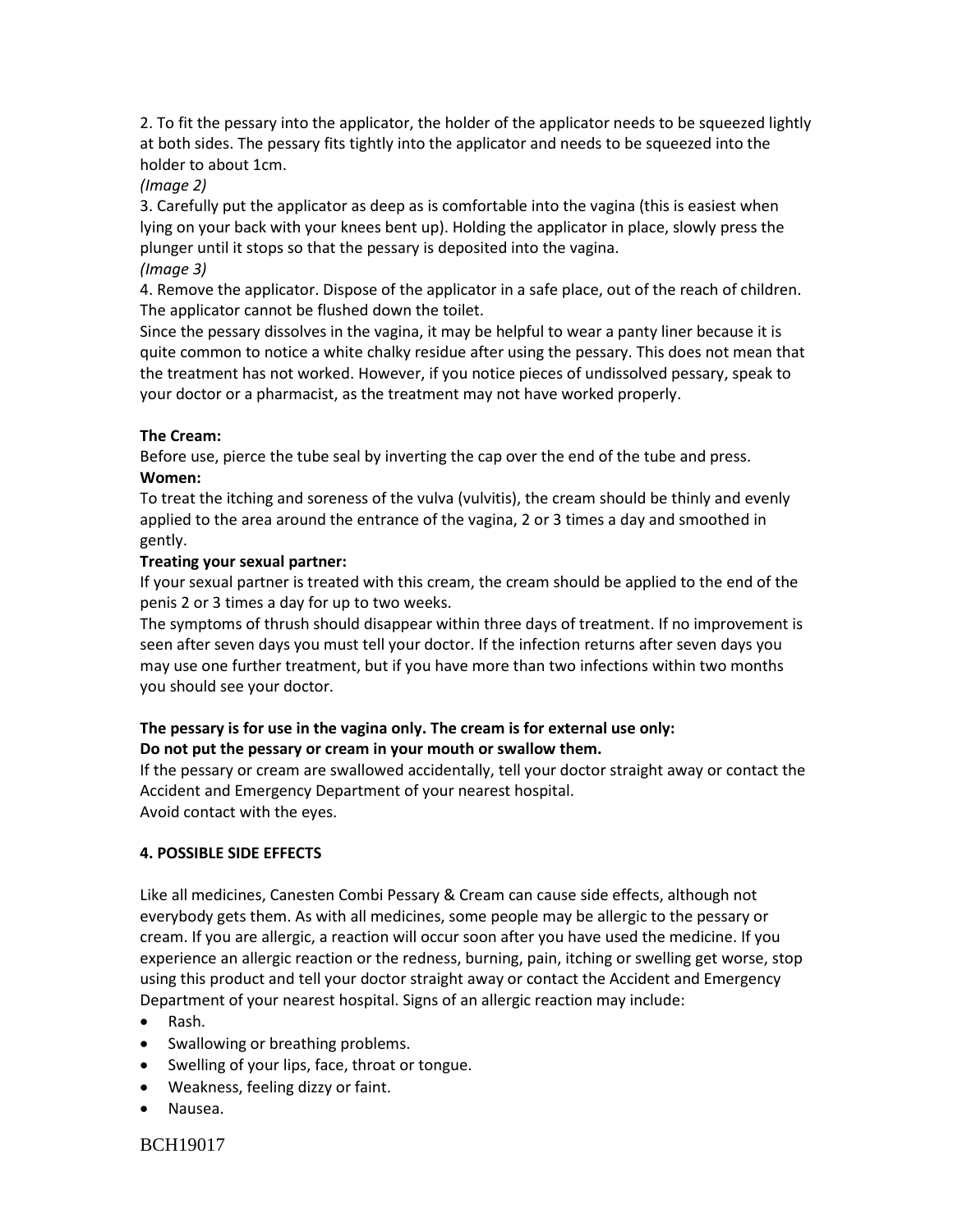2. To fit the pessary into the applicator, the holder of the applicator needs to be squeezed lightly at both sides. The pessary fits tightly into the applicator and needs to be squeezed into the holder to about 1cm.
*(Image 2)*
3. Carefully put the applicator as deep as is comfortable into the vagina (this is easiest when lying on your back with your knees bent up). Holding the applicator in place, slowly press the plunger until it stops so that the pessary is deposited into the vagina.
*(Image 3)*
4. Remove the applicator. Dispose of the applicator in a safe place, out of the reach of children. The applicator cannot be flushed down the toilet.
Since the pessary dissolves in the vagina, it may be helpful to wear a panty liner because it is quite common to notice a white chalky residue after using the pessary. This does not mean that the treatment has not worked. However, if you notice pieces of undissolved pessary, speak to your doctor or a pharmacist, as the treatment may not have worked properly.

**The Cream:**
Before use, pierce the tube seal by inverting the cap over the end of the tube and press.
**Women:**
To treat the itching and soreness of the vulva (vulvitis), the cream should be thinly and evenly applied to the area around the entrance of the vagina, 2 or 3 times a day and smoothed in gently.
**Treating your sexual partner:**
If your sexual partner is treated with this cream, the cream should be applied to the end of the penis 2 or 3 times a day for up to two weeks.
The symptoms of thrush should disappear within three days of treatment. If no improvement is seen after seven days you must tell your doctor. If the infection returns after seven days you may use one further treatment, but if you have more than two infections within two months you should see your doctor.

**The pessary is for use in the vagina only. The cream is for external use only:**
**Do not put the pessary or cream in your mouth or swallow them.**
If the pessary or cream are swallowed accidentally, tell your doctor straight away or contact the Accident and Emergency Department of your nearest hospital.
Avoid contact with the eyes.

**4. POSSIBLE SIDE EFFECTS**

Like all medicines, Canesten Combi Pessary & Cream can cause side effects, although not everybody gets them. As with all medicines, some people may be allergic to the pessary or cream. If you are allergic, a reaction will occur soon after you have used the medicine. If you experience an allergic reaction or the redness, burning, pain, itching or swelling get worse, stop using this product and tell your doctor straight away or contact the Accident and Emergency Department of your nearest hospital. Signs of an allergic reaction may include:

- Rash.
- Swallowing or breathing problems.
- Swelling of your lips, face, throat or tongue.
- Weakness, feeling dizzy or faint.
- Nausea.

BCH19017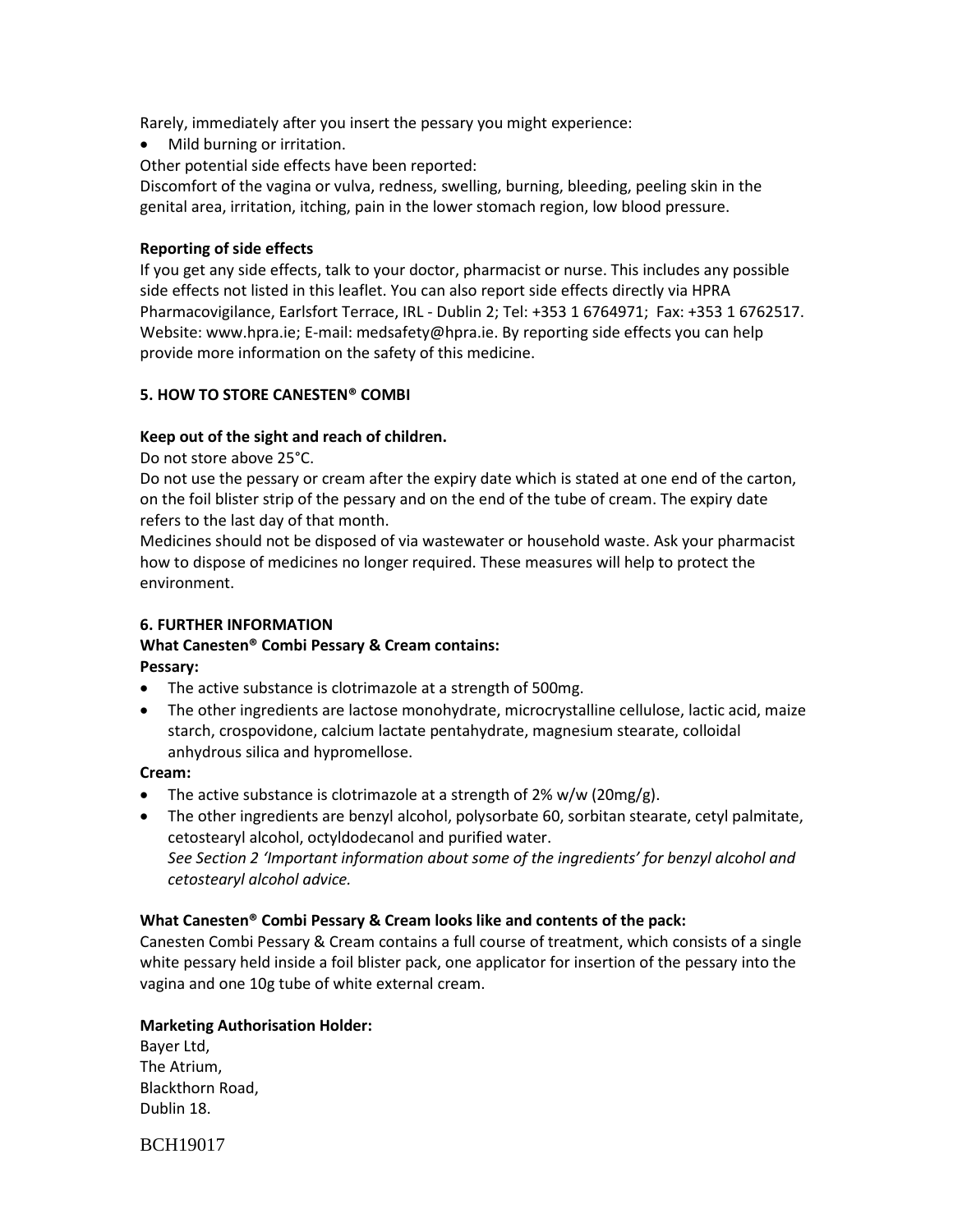Rarely, immediately after you insert the pessary you might experience:

- Mild burning or irritation.

Other potential side effects have been reported:
Discomfort of the vagina or vulva, redness, swelling, burning, bleeding, peeling skin in the genital area, irritation, itching, pain in the lower stomach region, low blood pressure.

**Reporting of side effects**
If you get any side effects, talk to your doctor, pharmacist or nurse. This includes any possible side effects not listed in this leaflet. You can also report side effects directly via HPRA Pharmacovigilance, Earlsfort Terrace, IRL - Dublin 2; Tel: +353 1 6764971; Fax: +353 1 6762517. Website: www.hpra.ie; E-mail: medsafety@hpra.ie. By reporting side effects you can help provide more information on the safety of this medicine.

**5. HOW TO STORE CANESTEN® COMBI**

**Keep out of the sight and reach of children.**
Do not store above 25°C.
Do not use the pessary or cream after the expiry date which is stated at one end of the carton, on the foil blister strip of the pessary and on the end of the tube of cream. The expiry date refers to the last day of that month.
Medicines should not be disposed of via wastewater or household waste. Ask your pharmacist how to dispose of medicines no longer required. These measures will help to protect the environment.

**6. FURTHER INFORMATION**

**What Canesten® Combi Pessary & Cream contains:**

**Pessary:**

- The active substance is clotrimazole at a strength of 500mg.
- The other ingredients are lactose monohydrate, microcrystalline cellulose, lactic acid, maize starch, crospovidone, calcium lactate pentahydrate, magnesium stearate, colloidal anhydrous silica and hypromellose.

**Cream:**

- The active substance is clotrimazole at a strength of 2% w/w (20mg/g).
- The other ingredients are benzyl alcohol, polysorbate 60, sorbitan stearate, cetyl palmitate, cetostearyl alcohol, octyldodecanol and purified water.
  *See Section 2 'Important information about some of the ingredients' for benzyl alcohol and cetostearyl alcohol advice.*

**What Canesten® Combi Pessary & Cream looks like and contents of the pack:**
Canesten Combi Pessary & Cream contains a full course of treatment, which consists of a single white pessary held inside a foil blister pack, one applicator for insertion of the pessary into the vagina and one 10g tube of white external cream.

**Marketing Authorisation Holder:**
Bayer Ltd,
The Atrium,
Blackthorn Road,
Dublin 18.

BCH19017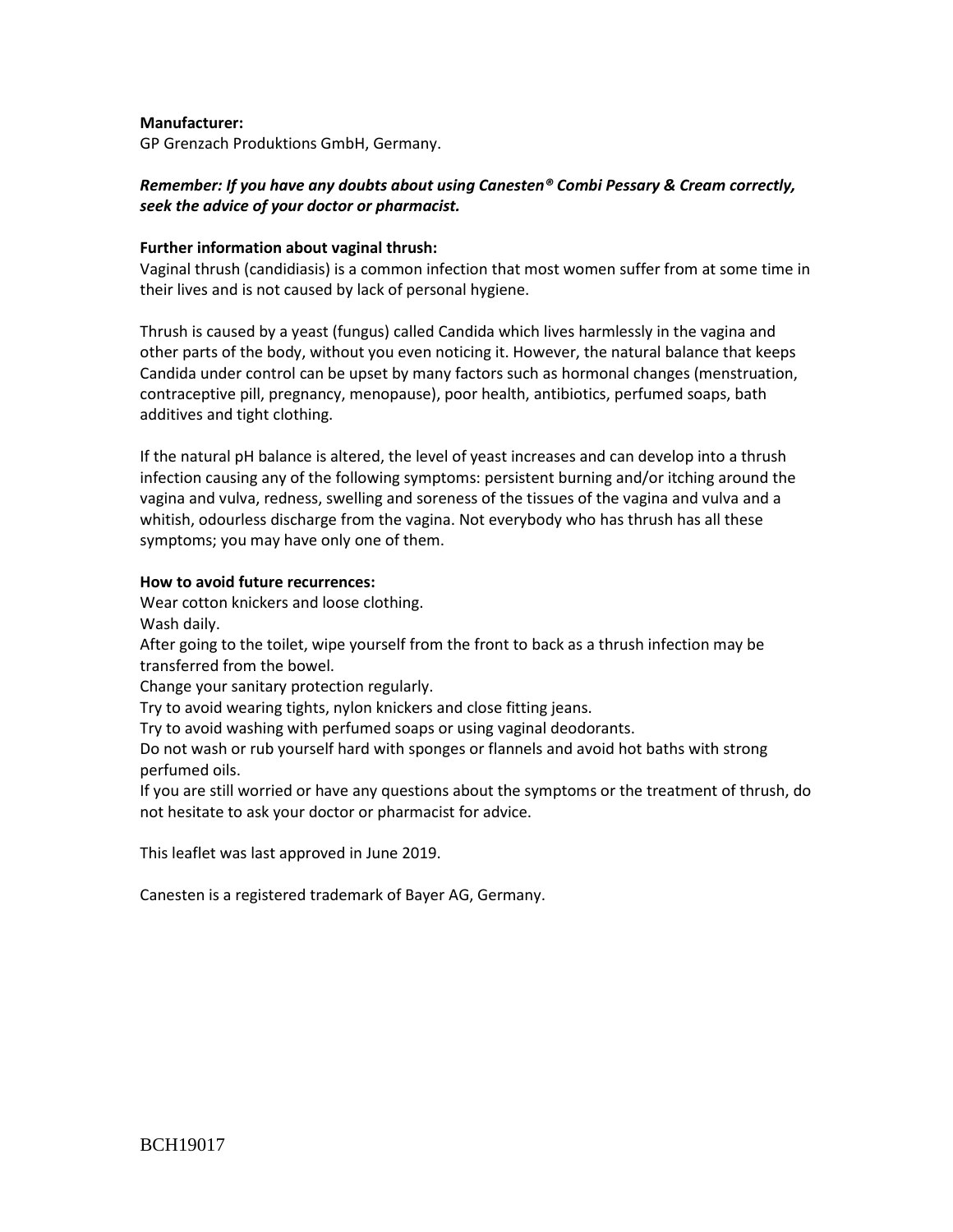**Manufacturer:**
GP Grenzach Produktions GmbH, Germany.

***Remember: If you have any doubts about using Canesten® Combi Pessary & Cream correctly, seek the advice of your doctor or pharmacist.***

**Further information about vaginal thrush:**
Vaginal thrush (candidiasis) is a common infection that most women suffer from at some time in their lives and is not caused by lack of personal hygiene.

Thrush is caused by a yeast (fungus) called Candida which lives harmlessly in the vagina and other parts of the body, without you even noticing it. However, the natural balance that keeps Candida under control can be upset by many factors such as hormonal changes (menstruation, contraceptive pill, pregnancy, menopause), poor health, antibiotics, perfumed soaps, bath additives and tight clothing.

If the natural pH balance is altered, the level of yeast increases and can develop into a thrush infection causing any of the following symptoms: persistent burning and/or itching around the vagina and vulva, redness, swelling and soreness of the tissues of the vagina and vulva and a whitish, odourless discharge from the vagina. Not everybody who has thrush has all these symptoms; you may have only one of them.

**How to avoid future recurrences:**
Wear cotton knickers and loose clothing.
Wash daily.
After going to the toilet, wipe yourself from the front to back as a thrush infection may be transferred from the bowel.
Change your sanitary protection regularly.
Try to avoid wearing tights, nylon knickers and close fitting jeans.
Try to avoid washing with perfumed soaps or using vaginal deodorants.
Do not wash or rub yourself hard with sponges or flannels and avoid hot baths with strong perfumed oils.
If you are still worried or have any questions about the symptoms or the treatment of thrush, do not hesitate to ask your doctor or pharmacist for advice.

This leaflet was last approved in June 2019.

Canesten is a registered trademark of Bayer AG, Germany.

BCH19017